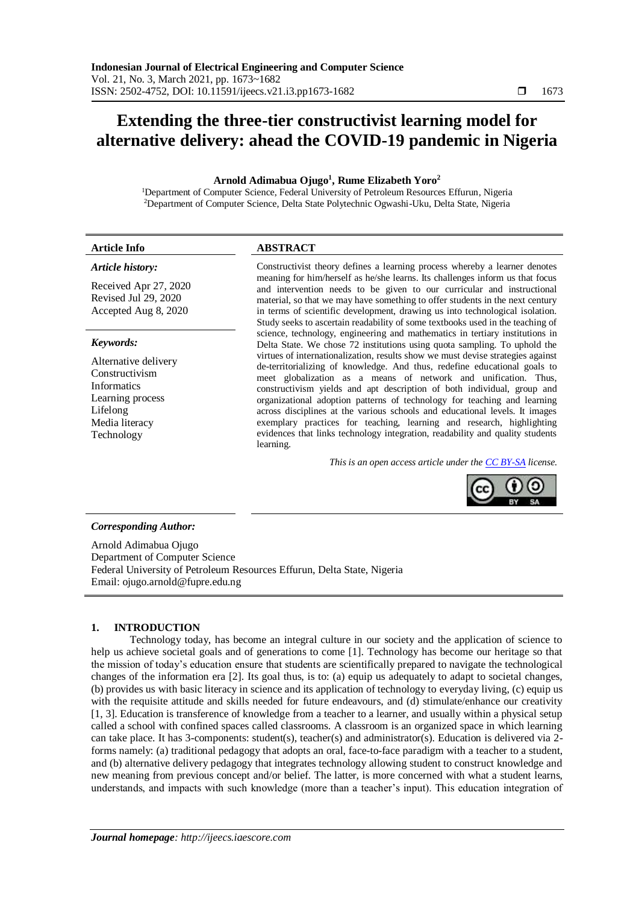# Extending the three-tier constructivist learning model for alternative delivery: ahead the COVID-19 pandemic in Nigeria

**Arnold Adimabua Ojugo[1], Rume Elizabeth Yoro[2]**

[1]Department of Computer Science, Federal University of Petroleum Resources Effurun, Nigeria
[2]Department of Computer Science, Delta State Polytechnic Ogwashi-Uku, Delta State, Nigeria

| Article Info | ABSTRACT |
|---|---|
| ***Article history:***<br><br>Received Apr 27, 2020<br>Revised Jul 29, 2020<br>Accepted Aug 8, 2020<br><br>***Keywords:***<br><br>Alternative delivery<br>Constructivism<br>Informatics<br>Learning process<br>Lifelong<br>Media literacy<br>Technology | Constructivist theory defines a learning process whereby a learner denotes meaning for him/herself as he/she learns. Its challenges inform us that focus and intervention needs to be given to our curricular and instructional material, so that we may have something to offer students in the next century in terms of scientific development, drawing us into technological isolation. Study seeks to ascertain readability of some textbooks used in the teaching of science, technology, engineering and mathematics in tertiary institutions in Delta State. We chose 72 institutions using quota sampling. To uphold the virtues of internationalization, results show we must devise strategies against de-territorializing of knowledge. And thus, redefine educational goals to meet globalization as a means of network and unification. Thus, constructivism yields and apt description of both individual, group and organizational adoption patterns of technology for teaching and learning across disciplines at the various schools and educational levels. It images exemplary practices for teaching, learning and research, highlighting evidences that links technology integration, readability and quality students learning.<br><br>*This is an open access article under the CC BY-SA license.* |

***Corresponding Author:***

Arnold Adimabua Ojugo
Department of Computer Science
Federal University of Petroleum Resources Effurun, Delta State, Nigeria
Email: ojugo.arnold@fupre.edu.ng

## 1. INTRODUCTION

Technology today, has become an integral culture in our society and the application of science to help us achieve societal goals and of generations to come [1]. Technology has become our heritage so that the mission of today's education ensure that students are scientifically prepared to navigate the technological changes of the information era [2]. Its goal thus, is to: (a) equip us adequately to adapt to societal changes, (b) provides us with basic literacy in science and its application of technology to everyday living, (c) equip us with the requisite attitude and skills needed for future endeavours, and (d) stimulate/enhance our creativity [1, 3]. Education is transference of knowledge from a teacher to a learner, and usually within a physical setup called a school with confined spaces called classrooms. A classroom is an organized space in which learning can take place. It has 3-components: student(s), teacher(s) and administrator(s). Education is delivered via 2-forms namely: (a) traditional pedagogy that adopts an oral, face-to-face paradigm with a teacher to a student, and (b) alternative delivery pedagogy that integrates technology allowing student to construct knowledge and new meaning from previous concept and/or belief. The latter, is more concerned with what a student learns, understands, and impacts with such knowledge (more than a teacher's input). This education integration of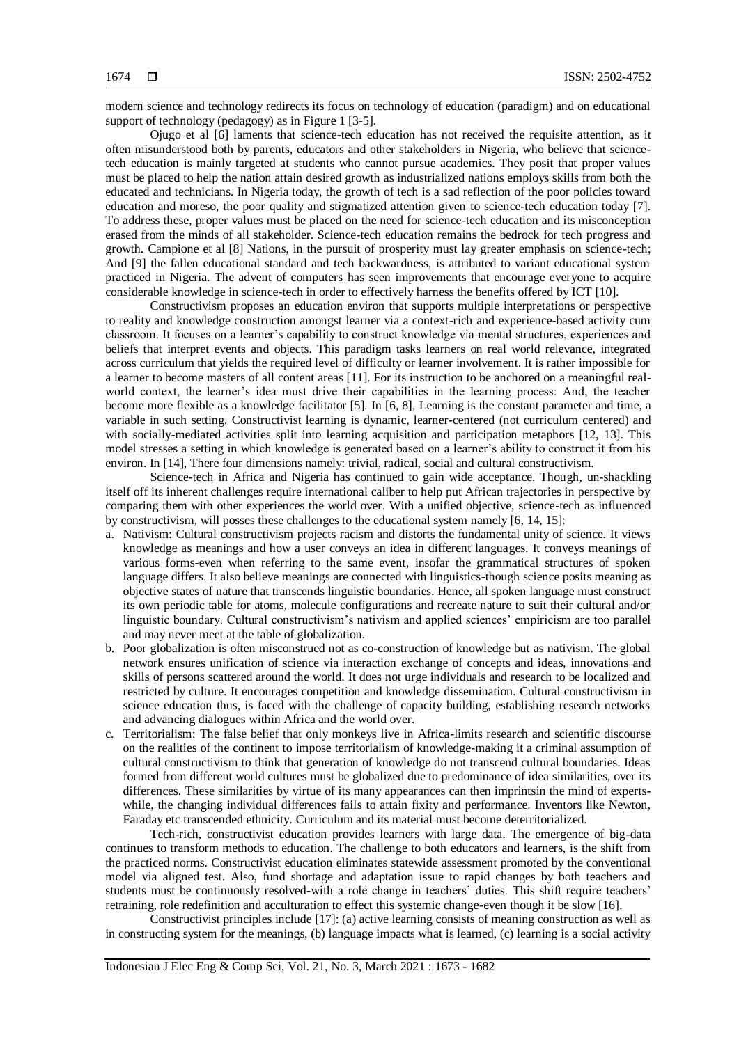modern science and technology redirects its focus on technology of education (paradigm) and on educational support of technology (pedagogy) as in Figure 1 [3-5].

Ojugo et al [6] laments that science-tech education has not received the requisite attention, as it often misunderstood both by parents, educators and other stakeholders in Nigeria, who believe that science-tech education is mainly targeted at students who cannot pursue academics. They posit that proper values must be placed to help the nation attain desired growth as industrialized nations employs skills from both the educated and technicians. In Nigeria today, the growth of tech is a sad reflection of the poor policies toward education and moreso, the poor quality and stigmatized attention given to science-tech education today [7]. To address these, proper values must be placed on the need for science-tech education and its misconception erased from the minds of all stakeholder. Science-tech education remains the bedrock for tech progress and growth. Campione et al [8] Nations, in the pursuit of prosperity must lay greater emphasis on science-tech; And [9] the fallen educational standard and tech backwardness, is attributed to variant educational system practiced in Nigeria. The advent of computers has seen improvements that encourage everyone to acquire considerable knowledge in science-tech in order to effectively harness the benefits offered by ICT [10].

Constructivism proposes an education environ that supports multiple interpretations or perspective to reality and knowledge construction amongst learner via a context-rich and experience-based activity cum classroom. It focuses on a learner's capability to construct knowledge via mental structures, experiences and beliefs that interpret events and objects. This paradigm tasks learners on real world relevance, integrated across curriculum that yields the required level of difficulty or learner involvement. It is rather impossible for a learner to become masters of all content areas [11]. For its instruction to be anchored on a meaningful real-world context, the learner's idea must drive their capabilities in the learning process: And, the teacher become more flexible as a knowledge facilitator [5]. In [6, 8], Learning is the constant parameter and time, a variable in such setting. Constructivist learning is dynamic, learner-centered (not curriculum centered) and with socially-mediated activities split into learning acquisition and participation metaphors [12, 13]. This model stresses a setting in which knowledge is generated based on a learner's ability to construct it from his environ. In [14], There four dimensions namely: trivial, radical, social and cultural constructivism.

Science-tech in Africa and Nigeria has continued to gain wide acceptance. Though, un-shackling itself off its inherent challenges require international caliber to help put African trajectories in perspective by comparing them with other experiences the world over. With a unified objective, science-tech as influenced by constructivism, will posses these challenges to the educational system namely [6, 14, 15]:

a. Nativism: Cultural constructivism projects racism and distorts the fundamental unity of science. It views knowledge as meanings and how a user conveys an idea in different languages. It conveys meanings of various forms-even when referring to the same event, insofar the grammatical structures of spoken language differs. It also believe meanings are connected with linguistics-though science posits meaning as objective states of nature that transcends linguistic boundaries. Hence, all spoken language must construct its own periodic table for atoms, molecule configurations and recreate nature to suit their cultural and/or linguistic boundary. Cultural constructivism's nativism and applied sciences' empiricism are too parallel and may never meet at the table of globalization.
b. Poor globalization is often misconstrued not as co-construction of knowledge but as nativism. The global network ensures unification of science via interaction exchange of concepts and ideas, innovations and skills of persons scattered around the world. It does not urge individuals and research to be localized and restricted by culture. It encourages competition and knowledge dissemination. Cultural constructivism in science education thus, is faced with the challenge of capacity building, establishing research networks and advancing dialogues within Africa and the world over.
c. Territorialism: The false belief that only monkeys live in Africa-limits research and scientific discourse on the realities of the continent to impose territorialism of knowledge-making it a criminal assumption of cultural constructivism to think that generation of knowledge do not transcend cultural boundaries. Ideas formed from different world cultures must be globalized due to predominance of idea similarities, over its differences. These similarities by virtue of its many appearances can then imprintsin the mind of experts-while, the changing individual differences fails to attain fixity and performance. Inventors like Newton, Faraday etc transcended ethnicity. Curriculum and its material must become deterritorialized.

Tech-rich, constructivist education provides learners with large data. The emergence of big-data continues to transform methods to education. The challenge to both educators and learners, is the shift from the practiced norms. Constructivist education eliminates statewide assessment promoted by the conventional model via aligned test. Also, fund shortage and adaptation issue to rapid changes by both teachers and students must be continuously resolved-with a role change in teachers' duties. This shift require teachers' retraining, role redefinition and acculturation to effect this systemic change-even though it be slow [16].

Constructivist principles include [17]: (a) active learning consists of meaning construction as well as in constructing system for the meanings, (b) language impacts what is learned, (c) learning is a social activity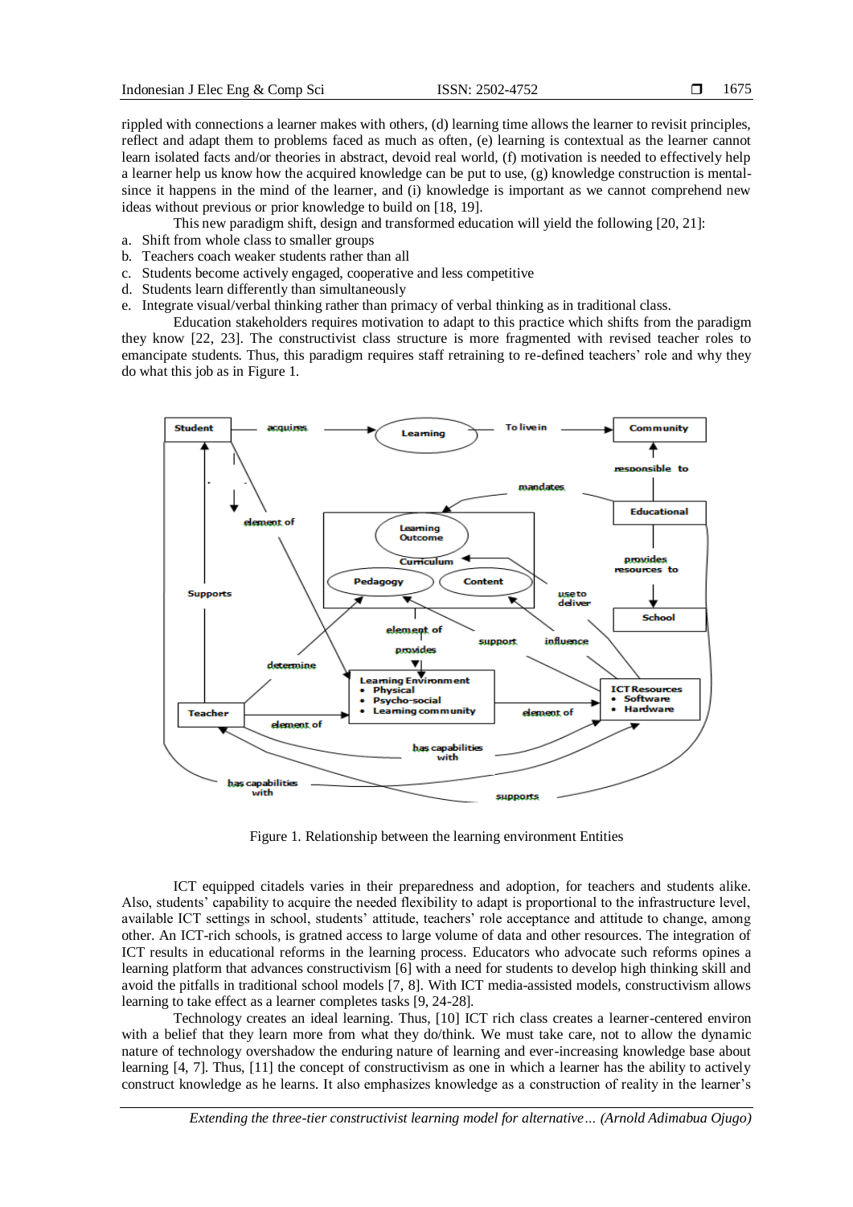rippled with connections a learner makes with others, (d) learning time allows the learner to revisit principles, reflect and adapt them to problems faced as much as often, (e) learning is contextual as the learner cannot learn isolated facts and/or theories in abstract, devoid real world, (f) motivation is needed to effectively help a learner help us know how the acquired knowledge can be put to use, (g) knowledge construction is mental- since it happens in the mind of the learner, and (i) knowledge is important as we cannot comprehend new ideas without previous or prior knowledge to build on [18, 19].

This new paradigm shift, design and transformed education will yield the following [20, 21]:

a. Shift from whole class to smaller groups
b. Teachers coach weaker students rather than all
c. Students become actively engaged, cooperative and less competitive
d. Students learn differently than simultaneously
e. Integrate visual/verbal thinking rather than primacy of verbal thinking as in traditional class.

Education stakeholders requires motivation to adapt to this practice which shifts from the paradigm they know [22, 23]. The constructivist class structure is more fragmented with revised teacher roles to emancipate students. Thus, this paradigm requires staff retraining to re-defined teachers' role and why they do what this job as in Figure 1.

Figure 1. Relationship between the learning environment Entities

ICT equipped citadels varies in their preparedness and adoption, for teachers and students alike. Also, students' capability to acquire the needed flexibility to adapt is proportional to the infrastructure level, available ICT settings in school, students' attitude, teachers' role acceptance and attitude to change, among other. An ICT-rich schools, is gratned access to large volume of data and other resources. The integration of ICT results in educational reforms in the learning process. Educators who advocate such reforms opines a learning platform that advances constructivism [6] with a need for students to develop high thinking skill and avoid the pitfalls in traditional school models [7, 8]. With ICT media-assisted models, constructivism allows learning to take effect as a learner completes tasks [9, 24-28].

Technology creates an ideal learning. Thus, [10] ICT rich class creates a learner-centered environ with a belief that they learn more from what they do/think. We must take care, not to allow the dynamic nature of technology overshadow the enduring nature of learning and ever-increasing knowledge base about learning [4, 7]. Thus, [11] the concept of constructivism as one in which a learner has the ability to actively construct knowledge as he learns. It also emphasizes knowledge as a construction of reality in the learner's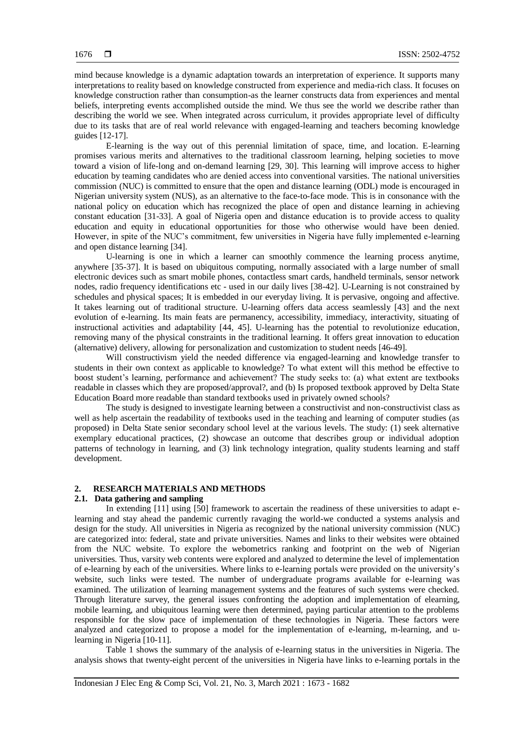mind because knowledge is a dynamic adaptation towards an interpretation of experience. It supports many interpretations to reality based on knowledge constructed from experience and media-rich class. It focuses on knowledge construction rather than consumption-as the learner constructs data from experiences and mental beliefs, interpreting events accomplished outside the mind. We thus see the world we describe rather than describing the world we see. When integrated across curriculum, it provides appropriate level of difficulty due to its tasks that are of real world relevance with engaged-learning and teachers becoming knowledge guides [12-17].

E-learning is the way out of this perennial limitation of space, time, and location. E-learning promises various merits and alternatives to the traditional classroom learning, helping societies to move toward a vision of life-long and on-demand learning [29, 30]. This learning will improve access to higher education by teaming candidates who are denied access into conventional varsities. The national universities commission (NUC) is committed to ensure that the open and distance learning (ODL) mode is encouraged in Nigerian university system (NUS), as an alternative to the face-to-face mode. This is in consonance with the national policy on education which has recognized the place of open and distance learning in achieving constant education [31-33]. A goal of Nigeria open and distance education is to provide access to quality education and equity in educational opportunities for those who otherwise would have been denied. However, in spite of the NUC's commitment, few universities in Nigeria have fully implemented e-learning and open distance learning [34].

U-learning is one in which a learner can smoothly commence the learning process anytime, anywhere [35-37]. It is based on ubiquitous computing, normally associated with a large number of small electronic devices such as smart mobile phones, contactless smart cards, handheld terminals, sensor network nodes, radio frequency identifications etc - used in our daily lives [38-42]. U-Learning is not constrained by schedules and physical spaces; It is embedded in our everyday living. It is pervasive, ongoing and affective. It takes learning out of traditional structure. U-learning offers data access seamlessly [43] and the next evolution of e-learning. Its main feats are permanency, accessibility, immediacy, interactivity, situating of instructional activities and adaptability [44, 45]. U-learning has the potential to revolutionize education, removing many of the physical constraints in the traditional learning. It offers great innovation to education (alternative) delivery, allowing for personalization and customization to student needs [46-49].

Will constructivism yield the needed difference via engaged-learning and knowledge transfer to students in their own context as applicable to knowledge? To what extent will this method be effective to boost student's learning, performance and achievement? The study seeks to: (a) what extent are textbooks readable in classes which they are proposed/approval?, and (b) Is proposed textbook approved by Delta State Education Board more readable than standard textbooks used in privately owned schools?

The study is designed to investigate learning between a constructivist and non-constructivist class as well as help ascertain the readability of textbooks used in the teaching and learning of computer studies (as proposed) in Delta State senior secondary school level at the various levels. The study: (1) seek alternative exemplary educational practices, (2) showcase an outcome that describes group or individual adoption patterns of technology in learning, and (3) link technology integration, quality students learning and staff development.

## 2. RESEARCH MATERIALS AND METHODS

### 2.1. Data gathering and sampling

In extending [11] using [50] framework to ascertain the readiness of these universities to adapt e-learning and stay ahead the pandemic currently ravaging the world-we conducted a systems analysis and design for the study. All universities in Nigeria as recognized by the national university commission (NUC) are categorized into: federal, state and private universities. Names and links to their websites were obtained from the NUC website. To explore the webometrics ranking and footprint on the web of Nigerian universities. Thus, varsity web contents were explored and analyzed to determine the level of implementation of e-learning by each of the universities. Where links to e-learning portals were provided on the university's website, such links were tested. The number of undergraduate programs available for e-learning was examined. The utilization of learning management systems and the features of such systems were checked. Through literature survey, the general issues confronting the adoption and implementation of elearning, mobile learning, and ubiquitous learning were then determined, paying particular attention to the problems responsible for the slow pace of implementation of these technologies in Nigeria. These factors were analyzed and categorized to propose a model for the implementation of e-learning, m-learning, and u-learning in Nigeria [10-11].

Table 1 shows the summary of the analysis of e-learning status in the universities in Nigeria. The analysis shows that twenty-eight percent of the universities in Nigeria have links to e-learning portals in the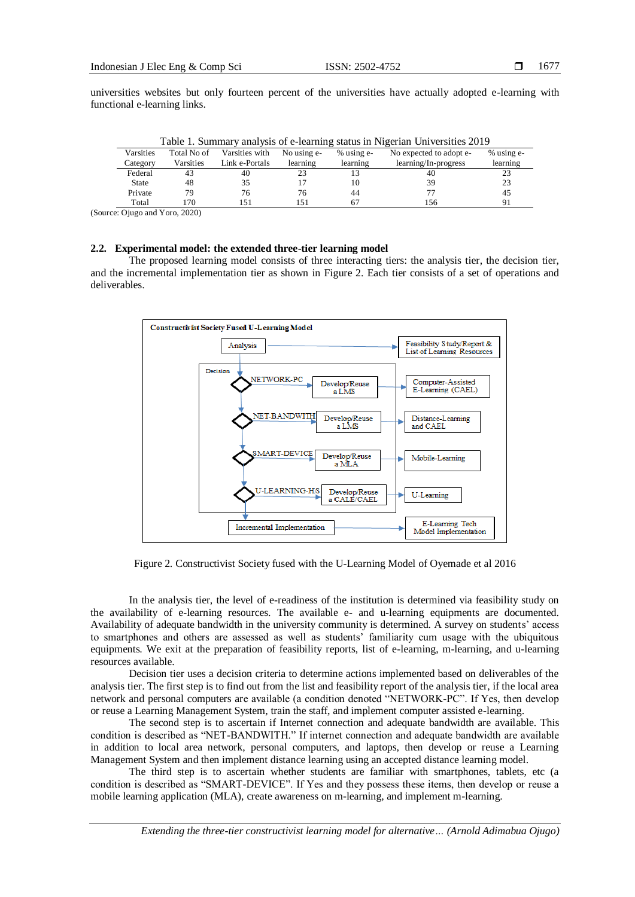universities websites but only fourteen percent of the universities have actually adopted e-learning with functional e-learning links.

Table 1. Summary analysis of e-learning status in Nigerian Universities 2019

| Varsities Category | Total No of Varsities | Varsities with Link e-Portals | No using e-learning | % using e-learning | No expected to adopt e-learning/In-progress | % using e-learning |
|---|---|---|---|---|---|---|
| Federal | 43 | 40 | 23 | 13 | 40 | 23 |
| State | 48 | 35 | 17 | 10 | 39 | 23 |
| Private | 79 | 76 | 76 | 44 | 77 | 45 |
| Total | 170 | 151 | 151 | 67 | 156 | 91 |

(Source: Ojugo and Yoro, 2020)

### 2.2. Experimental model: the extended three-tier learning model

The proposed learning model consists of three interacting tiers: the analysis tier, the decision tier, and the incremental implementation tier as shown in Figure 2. Each tier consists of a set of operations and deliverables.

Figure 2. Constructivist Society fused with the U-Learning Model of Oyemade et al 2016

In the analysis tier, the level of e-readiness of the institution is determined via feasibility study on the availability of e-learning resources. The available e- and u-learning equipments are documented. Availability of adequate bandwidth in the university community is determined. A survey on students' access to smartphones and others are assessed as well as students' familiarity cum usage with the ubiquitous equipments. We exit at the preparation of feasibility reports, list of e-learning, m-learning, and u-learning resources available.

Decision tier uses a decision criteria to determine actions implemented based on deliverables of the analysis tier. The first step is to find out from the list and feasibility report of the analysis tier, if the local area network and personal computers are available (a condition denoted "NETWORK-PC". If Yes, then develop or reuse a Learning Management System, train the staff, and implement computer assisted e-learning.

The second step is to ascertain if Internet connection and adequate bandwidth are available. This condition is described as "NET-BANDWITH." If internet connection and adequate bandwidth are available in addition to local area network, personal computers, and laptops, then develop or reuse a Learning Management System and then implement distance learning using an accepted distance learning model.

The third step is to ascertain whether students are familiar with smartphones, tablets, etc (a condition is described as "SMART-DEVICE". If Yes and they possess these items, then develop or reuse a mobile learning application (MLA), create awareness on m-learning, and implement m-learning.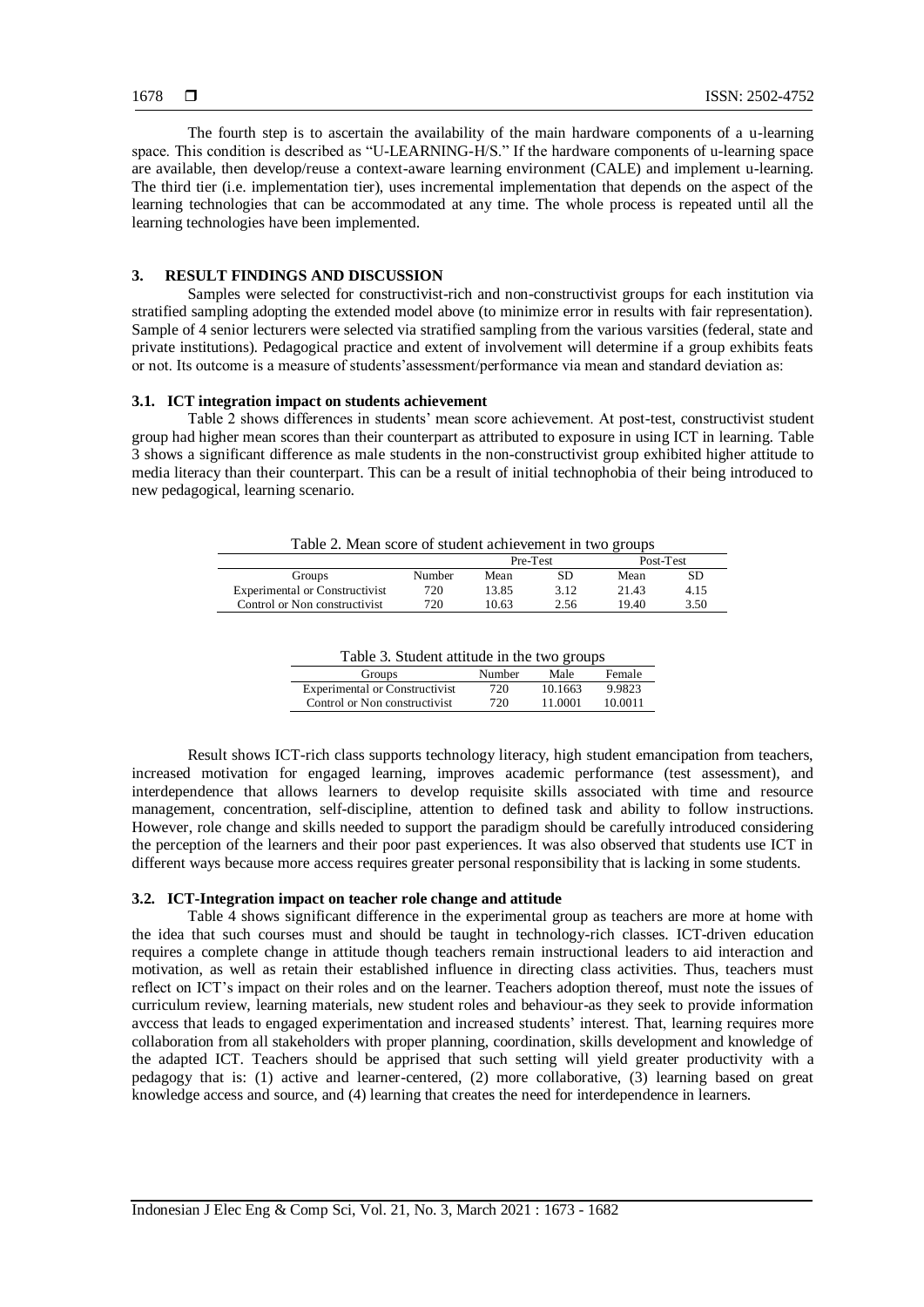The fourth step is to ascertain the availability of the main hardware components of a u-learning space. This condition is described as "U-LEARNING-H/S." If the hardware components of u-learning space are available, then develop/reuse a context-aware learning environment (CALE) and implement u-learning. The third tier (i.e. implementation tier), uses incremental implementation that depends on the aspect of the learning technologies that can be accommodated at any time. The whole process is repeated until all the learning technologies have been implemented.

## 3. RESULT FINDINGS AND DISCUSSION

Samples were selected for constructivist-rich and non-constructivist groups for each institution via stratified sampling adopting the extended model above (to minimize error in results with fair representation). Sample of 4 senior lecturers were selected via stratified sampling from the various varsities (federal, state and private institutions). Pedagogical practice and extent of involvement will determine if a group exhibits feats or not. Its outcome is a measure of students'assessment/performance via mean and standard deviation as:

### 3.1. ICT integration impact on students achievement

Table 2 shows differences in students' mean score achievement. At post-test, constructivist student group had higher mean scores than their counterpart as attributed to exposure in using ICT in learning. Table 3 shows a significant difference as male students in the non-constructivist group exhibited higher attitude to media literacy than their counterpart. This can be a result of initial technophobia of their being introduced to new pedagogical, learning scenario.

Table 2. Mean score of student achievement in two groups

| Groups | Number | Pre-Test | | Post-Test | |
|---|---|---|---|---|---|
| | | Mean | SD | Mean | SD |
| Experimental or Constructivist | 720 | 13.85 | 3.12 | 21.43 | 4.15 |
| Control or Non constructivist | 720 | 10.63 | 2.56 | 19.40 | 3.50 |

Table 3. Student attitude in the two groups

| Groups | Number | Male | Female |
|---|---|---|---|
| Experimental or Constructivist | 720 | 10.1663 | 9.9823 |
| Control or Non constructivist | 720 | 11.0001 | 10.0011 |

Result shows ICT-rich class supports technology literacy, high student emancipation from teachers, increased motivation for engaged learning, improves academic performance (test assessment), and interdependence that allows learners to develop requisite skills associated with time and resource management, concentration, self-discipline, attention to defined task and ability to follow instructions. However, role change and skills needed to support the paradigm should be carefully introduced considering the perception of the learners and their poor past experiences. It was also observed that students use ICT in different ways because more access requires greater personal responsibility that is lacking in some students.

### 3.2. ICT-Integration impact on teacher role change and attitude

Table 4 shows significant difference in the experimental group as teachers are more at home with the idea that such courses must and should be taught in technology-rich classes. ICT-driven education requires a complete change in attitude though teachers remain instructional leaders to aid interaction and motivation, as well as retain their established influence in directing class activities. Thus, teachers must reflect on ICT's impact on their roles and on the learner. Teachers adoption thereof, must note the issues of curriculum review, learning materials, new student roles and behaviour-as they seek to provide information avccess that leads to engaged experimentation and increased students' interest. That, learning requires more collaboration from all stakeholders with proper planning, coordination, skills development and knowledge of the adapted ICT. Teachers should be apprised that such setting will yield greater productivity with a pedagogy that is: (1) active and learner-centered, (2) more collaborative, (3) learning based on great knowledge access and source, and (4) learning that creates the need for interdependence in learners.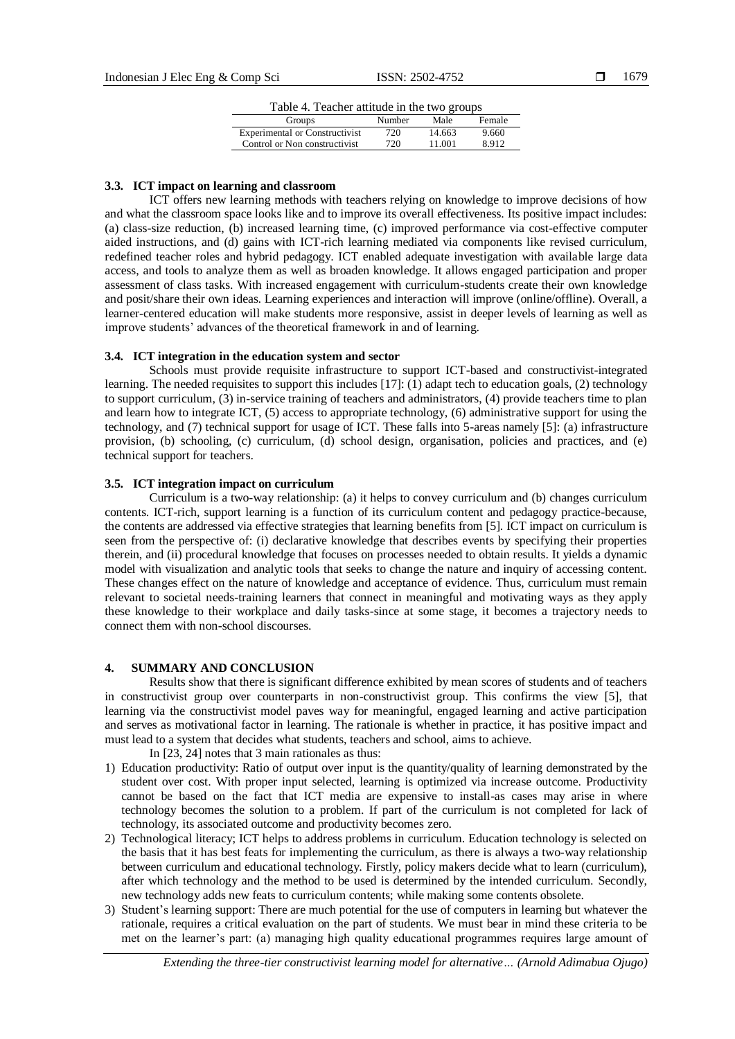Table 4. Teacher attitude in the two groups

| Groups | Number | Male | Female |
|---|---|---|---|
| Experimental or Constructivist | 720 | 14.663 | 9.660 |
| Control or Non constructivist | 720 | 11.001 | 8.912 |

### 3.3. ICT impact on learning and classroom

ICT offers new learning methods with teachers relying on knowledge to improve decisions of how and what the classroom space looks like and to improve its overall effectiveness. Its positive impact includes: (a) class-size reduction, (b) increased learning time, (c) improved performance via cost-effective computer aided instructions, and (d) gains with ICT-rich learning mediated via components like revised curriculum, redefined teacher roles and hybrid pedagogy. ICT enabled adequate investigation with available large data access, and tools to analyze them as well as broaden knowledge. It allows engaged participation and proper assessment of class tasks. With increased engagement with curriculum-students create their own knowledge and posit/share their own ideas. Learning experiences and interaction will improve (online/offline). Overall, a learner-centered education will make students more responsive, assist in deeper levels of learning as well as improve students' advances of the theoretical framework in and of learning.

### 3.4. ICT integration in the education system and sector

Schools must provide requisite infrastructure to support ICT-based and constructivist-integrated learning. The needed requisites to support this includes [17]: (1) adapt tech to education goals, (2) technology to support curriculum, (3) in-service training of teachers and administrators, (4) provide teachers time to plan and learn how to integrate ICT, (5) access to appropriate technology, (6) administrative support for using the technology, and (7) technical support for usage of ICT. These falls into 5-areas namely [5]: (a) infrastructure provision, (b) schooling, (c) curriculum, (d) school design, organisation, policies and practices, and (e) technical support for teachers.

### 3.5. ICT integration impact on curriculum

Curriculum is a two-way relationship: (a) it helps to convey curriculum and (b) changes curriculum contents. ICT-rich, support learning is a function of its curriculum content and pedagogy practice-because, the contents are addressed via effective strategies that learning benefits from [5]. ICT impact on curriculum is seen from the perspective of: (i) declarative knowledge that describes events by specifying their properties therein, and (ii) procedural knowledge that focuses on processes needed to obtain results. It yields a dynamic model with visualization and analytic tools that seeks to change the nature and inquiry of accessing content. These changes effect on the nature of knowledge and acceptance of evidence. Thus, curriculum must remain relevant to societal needs-training learners that connect in meaningful and motivating ways as they apply these knowledge to their workplace and daily tasks-since at some stage, it becomes a trajectory needs to connect them with non-school discourses.

## 4. SUMMARY AND CONCLUSION

Results show that there is significant difference exhibited by mean scores of students and of teachers in constructivist group over counterparts in non-constructivist group. This confirms the view [5], that learning via the constructivist model paves way for meaningful, engaged learning and active participation and serves as motivational factor in learning. The rationale is whether in practice, it has positive impact and must lead to a system that decides what students, teachers and school, aims to achieve.

In [23, 24] notes that 3 main rationales as thus:

1) Education productivity: Ratio of output over input is the quantity/quality of learning demonstrated by the student over cost. With proper input selected, learning is optimized via increase outcome. Productivity cannot be based on the fact that ICT media are expensive to install-as cases may arise in where technology becomes the solution to a problem. If part of the curriculum is not completed for lack of technology, its associated outcome and productivity becomes zero.
2) Technological literacy; ICT helps to address problems in curriculum. Education technology is selected on the basis that it has best feats for implementing the curriculum, as there is always a two-way relationship between curriculum and educational technology. Firstly, policy makers decide what to learn (curriculum), after which technology and the method to be used is determined by the intended curriculum. Secondly, new technology adds new feats to curriculum contents; while making some contents obsolete.
3) Student's learning support: There are much potential for the use of computers in learning but whatever the rationale, requires a critical evaluation on the part of students. We must bear in mind these criteria to be met on the learner's part: (a) managing high quality educational programmes requires large amount of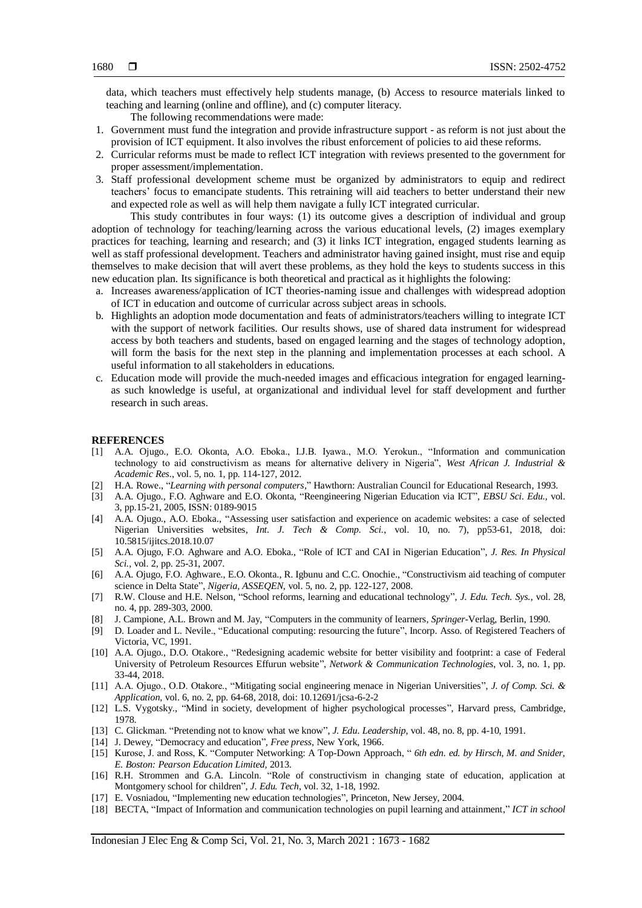data, which teachers must effectively help students manage, (b) Access to resource materials linked to teaching and learning (online and offline), and (c) computer literacy.

The following recommendations were made:

1. Government must fund the integration and provide infrastructure support - as reform is not just about the provision of ICT equipment. It also involves the ribust enforcement of policies to aid these reforms.
2. Curricular reforms must be made to reflect ICT integration with reviews presented to the government for proper assessment/implementation.
3. Staff professional development scheme must be organized by administrators to equip and redirect teachers' focus to emancipate students. This retraining will aid teachers to better understand their new and expected role as well as will help them navigate a fully ICT integrated curricular.

This study contributes in four ways: (1) its outcome gives a description of individual and group adoption of technology for teaching/learning across the various educational levels, (2) images exemplary practices for teaching, learning and research; and (3) it links ICT integration, engaged students learning as well as staff professional development. Teachers and administrator having gained insight, must rise and equip themselves to make decision that will avert these problems, as they hold the keys to students success in this new education plan. Its significance is both theoretical and practical as it highlights the folowing:

a. Increases awareness/application of ICT theories-naming issue and challenges with widespread adoption of ICT in education and outcome of curricular across subject areas in schools.
b. Highlights an adoption mode documentation and feats of administrators/teachers willing to integrate ICT with the support of network facilities. Our results shows, use of shared data instrument for widespread access by both teachers and students, based on engaged learning and the stages of technology adoption, will form the basis for the next step in the planning and implementation processes at each school. A useful information to all stakeholders in educations.
c. Education mode will provide the much-needed images and efficacious integration for engaged learning-as such knowledge is useful, at organizational and individual level for staff development and further research in such areas.

## REFERENCES

[1] A.A. Ojugo., E.O. Okonta, A.O. Eboka., I.J.B. Iyawa., M.O. Yerokun., "Information and communication technology to aid constructivism as means for alternative delivery in Nigeria", *West African J. Industrial & Academic Res.*, vol. 5, no. 1, pp. 114-127, 2012.

[2] H.A. Rowe., "*Learning with personal computers*," Hawthorn: Australian Council for Educational Research, 1993.

[3] A.A. Ojugo., F.O. Aghware and E.O. Okonta, "Reengineering Nigerian Education via ICT", *EBSU Sci. Edu.*, vol. 3, pp.15-21, 2005, ISSN: 0189-9015

[4] A.A. Ojugo., A.O. Eboka., "Assessing user satisfaction and experience on academic websites: a case of selected Nigerian Universities websites, *Int. J. Tech & Comp. Sci.*, vol. 10, no. 7), pp53-61, 2018, doi: 10.5815/ijitcs.2018.10.07

[5] A.A. Ojugo, F.O. Aghware and A.O. Eboka., "Role of ICT and CAI in Nigerian Education", *J. Res. In Physical Sci.*, vol. 2, pp. 25-31, 2007.

[6] A.A. Ojugo, F.O. Aghware., E.O. Okonta., R. Igbunu and C.C. Onochie., "Constructivism aid teaching of computer science in Delta State", *Nigeria, ASSEQEN*, vol. 5, no. 2, pp. 122-127, 2008.

[7] R.W. Clouse and H.E. Nelson, "School reforms, learning and educational technology", *J. Edu. Tech. Sys.*, vol. 28, no. 4, pp. 289-303, 2000.

[8] J. Campione, A.L. Brown and M. Jay, "Computers in the community of learners, *Springer*-Verlag, Berlin, 1990.

[9] D. Loader and L. Nevile., "Educational computing: resourcing the future", Incorp. Asso. of Registered Teachers of Victoria, VC, 1991.

[10] A.A. Ojugo., D.O. Otakore., "Redesigning academic website for better visibility and footprint: a case of Federal University of Petroleum Resources Effurun website", *Network & Communication Technologies*, vol. 3, no. 1, pp. 33-44, 2018.

[11] A.A. Ojugo., O.D. Otakore., "Mitigating social engineering menace in Nigerian Universities", *J. of Comp. Sci. & Application*, vol. 6, no. 2, pp. 64-68, 2018, doi: 10.12691/jcsa-6-2-2

[12] L.S. Vygotsky., "Mind in society, development of higher psychological processes", Harvard press, Cambridge, 1978.

[13] C. Glickman. "Pretending not to know what we know", *J. Edu. Leadership*, vol. 48, no. 8, pp. 4-10, 1991.

[14] J. Dewey, "Democracy and education", *Free press*, New York, 1966.

[15] Kurose, J. and Ross, K. "Computer Networking: A Top-Down Approach, " *6th edn. ed. by Hirsch, M. and Snider, E. Boston: Pearson Education Limited,* 2013.

[16] R.H. Strommen and G.A. Lincoln. "Role of constructivism in changing state of education, application at Montgomery school for children", *J. Edu. Tech*, vol. 32, 1-18, 1992.

[17] E. Vosniadou, "Implementing new education technologies", Princeton, New Jersey, 2004.

[18] BECTA, "Impact of Information and communication technologies on pupil learning and attainment," *ICT in school*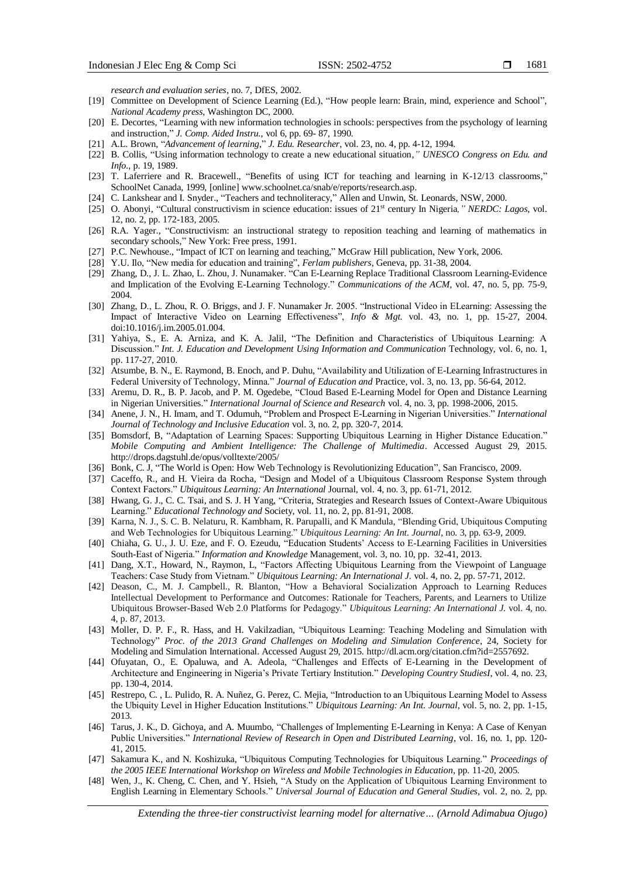*research and evaluation series*, no. 7, DfES, 2002.

[19] Committee on Development of Science Learning (Ed.), "How people learn: Brain, mind, experience and School", *National Academy press*, Washington DC, 2000.

[20] E. Decortes, "Learning with new information technologies in schools: perspectives from the psychology of learning and instruction," *J. Comp. Aided Instru.*, vol 6, pp. 69- 87, 1990.

[21] A.L. Brown, "*Advancement of learning*," *J. Edu. Researcher*, vol. 23, no. 4, pp. 4-12, 1994.

[22] B. Collis, "Using information technology to create a new educational situation*," UNESCO Congress on Edu. and Info.*, p. 19, 1989.

[23] T. Laferriere and R. Bracewell., "Benefits of using ICT for teaching and learning in K-12/13 classrooms," SchoolNet Canada, 1999, [online] www.schoolnet.ca/snab/e/reports/research.asp.

[24] C. Lankshear and I. Snyder., "Teachers and technoliteracy," Allen and Unwin, St. Leonards, NSW, 2000.

[25] O. Abonyi, "Cultural constructivism in science education: issues of 21st century In Nigeria*," NERDC: Lagos*, vol. 12, no. 2, pp. 172-183, 2005.

[26] R.A. Yager., "Constructivism: an instructional strategy to reposition teaching and learning of mathematics in secondary schools," New York: Free press, 1991.

[27] P.C. Newhouse., "Impact of ICT on learning and teaching," McGraw Hill publication, New York, 2006.

[28] Y.U. Ilo, "New media for education and training", *Ferlam publishers*, Geneva, pp. 31-38, 2004.

[29] Zhang, D., J. L. Zhao, L. Zhou, J. Nunamaker. "Can E-Learning Replace Traditional Classroom Learning-Evidence and Implication of the Evolving E-Learning Technology." *Communications of the ACM*, vol. 47, no. 5, pp. 75-9, 2004.

[30] Zhang, D., L. Zhou, R. O. Briggs, and J. F. Nunamaker Jr. 2005. "Instructional Video in ELearning: Assessing the Impact of Interactive Video on Learning Effectiveness", *Info & Mgt.* vol. 43, no. 1, pp. 15-27, 2004. doi:10.1016/j.im.2005.01.004.

[31] Yahiya, S., E. A. Arniza, and K. A. Jalil, "The Definition and Characteristics of Ubiquitous Learning: A Discussion." *Int. J. Education and Development Using Information and Communication* Technology, vol. 6, no. 1, pp. 117-27, 2010.

[32] Atsumbe, B. N., E. Raymond, B. Enoch, and P. Duhu, "Availability and Utilization of E-Learning Infrastructures in Federal University of Technology, Minna." *Journal of Education and* Practice, vol. 3, no. 13, pp. 56-64, 2012.

[33] Aremu, D. R., B. P. Jacob, and P. M. Ogedebe, "Cloud Based E-Learning Model for Open and Distance Learning in Nigerian Universities." *International Journal of Science and Research* vol. 4, no. 3, pp. 1998-2006, 2015.

[34] Anene, J. N., H. Imam, and T. Odumuh, "Problem and Prospect E-Learning in Nigerian Universities." *International Journal of Technology and Inclusive Education* vol. 3, no. 2, pp. 320-7, 2014.

[35] Bomsdorf, B, "Adaptation of Learning Spaces: Supporting Ubiquitous Learning in Higher Distance Education." *Mobile Computing and Ambient Intelligence: The Challenge of Multimedia*. Accessed August 29, 2015. http://drops.dagstuhl.de/opus/volltexte/2005/

[36] Bonk, C. J, "The World is Open: How Web Technology is Revolutionizing Education", San Francisco, 2009.

[37] Caceffo, R., and H. Vieira da Rocha, "Design and Model of a Ubiquitous Classroom Response System through Context Factors." *Ubiquitous Learning: An International* Journal, vol. 4, no. 3, pp. 61-71, 2012.

[38] Hwang, G. J., C. C. Tsai, and S. J. H Yang, "Criteria, Strategies and Research Issues of Context-Aware Ubiquitous Learning." *Educational Technology and* Society, vol. 11, no. 2, pp. 81-91, 2008.

[39] Karna, N. J., S. C. B. Nelaturu, R. Kambham, R. Parupalli, and K Mandula, "Blending Grid, Ubiquitous Computing and Web Technologies for Ubiquitous Learning." *Ubiquitous Learning: An Int. Journal*, no. 3, pp. 63-9, 2009.

[40] Chiaha, G. U., J. U. Eze, and F. O. Ezeudu, "Education Students' Access to E-Learning Facilities in Universities South-East of Nigeria." *Information and Knowledge* Management, vol. 3, no. 10, pp. 32-41, 2013.

[41] Dang, X.T., Howard, N., Raymon, L, "Factors Affecting Ubiquitous Learning from the Viewpoint of Language Teachers: Case Study from Vietnam." *Ubiquitous Learning: An International J.* vol. 4, no. 2, pp. 57-71, 2012.

[42] Deason, C., M. J. Campbell., R. Blanton, "How a Behavioral Socialization Approach to Learning Reduces Intellectual Development to Performance and Outcomes: Rationale for Teachers, Parents, and Learners to Utilize Ubiquitous Browser-Based Web 2.0 Platforms for Pedagogy." *Ubiquitous Learning: An International J.* vol. 4, no. 4, p. 87, 2013.

[43] Moller, D. P. F., R. Hass, and H. Vakilzadian, "Ubiquitous Learning: Teaching Modeling and Simulation with Technology" *Proc. of the 2013 Grand Challenges on Modeling and Simulation Conference*, 24, Society for Modeling and Simulation International. Accessed August 29, 2015. http://dl.acm.org/citation.cfm?id=2557692.

[44] Ofuyatan, O., E. Opaluwa, and A. Adeola, "Challenges and Effects of E-Learning in the Development of Architecture and Engineering in Nigeria's Private Tertiary Institution." *Developing Country StudiesI*, vol. 4, no. 23, pp. 130-4, 2014.

[45] Restrepo, C. , L. Pulido, R. A. Nuñez, G. Perez, C. Mejia, "Introduction to an Ubiquitous Learning Model to Assess the Ubiquity Level in Higher Education Institutions." *Ubiquitous Learning: An Int. Journal*, vol. 5, no. 2, pp. 1-15, 2013.

[46] Tarus, J. K., D. Gichoya, and A. Muumbo, "Challenges of Implementing E-Learning in Kenya: A Case of Kenyan Public Universities." *International Review of Research in Open and Distributed Learning*, vol. 16, no. 1, pp. 120-41, 2015.

[47] Sakamura K., and N. Koshizuka, "Ubiquitous Computing Technologies for Ubiquitous Learning." *Proceedings of the 2005 IEEE International Workshop on Wireless and Mobile Technologies in Education*, pp. 11-20, 2005.

[48] Wen, J., K. Cheng, C. Chen, and Y. Hsieh, "A Study on the Application of Ubiquitous Learning Environment to English Learning in Elementary Schools." *Universal Journal of Education and General Studies*, vol. 2, no. 2, pp.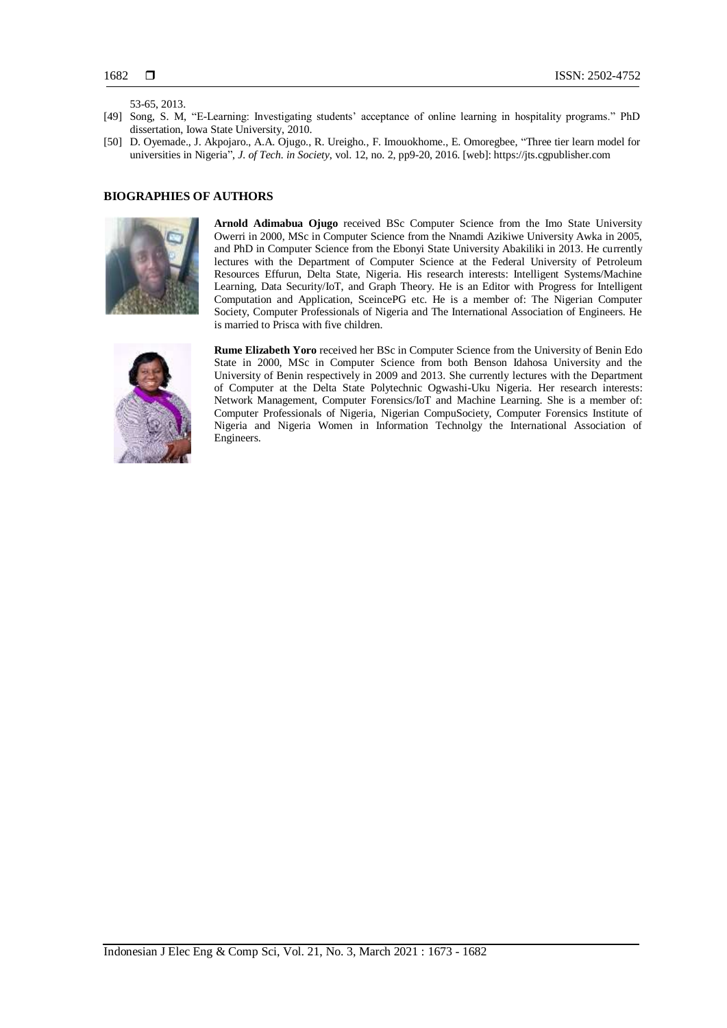53-65, 2013.

[49] Song, S. M, "E-Learning: Investigating students' acceptance of online learning in hospitality programs." PhD dissertation, Iowa State University, 2010.

[50] D. Oyemade., J. Akpojaro., A.A. Ojugo., R. Ureigho., F. Imouokhome., E. Omoregbee, "Three tier learn model for universities in Nigeria", *J. of Tech. in Society*, vol. 12, no. 2, pp9-20, 2016. [web]: https://jts.cgpublisher.com

## BIOGRAPHIES OF AUTHORS

**Arnold Adimabua Ojugo** received BSc Computer Science from the Imo State University Owerri in 2000, MSc in Computer Science from the Nnamdi Azikiwe University Awka in 2005, and PhD in Computer Science from the Ebonyi State University Abakiliki in 2013. He currently lectures with the Department of Computer Science at the Federal University of Petroleum Resources Effurun, Delta State, Nigeria. His research interests: Intelligent Systems/Machine Learning, Data Security/IoT, and Graph Theory. He is an Editor with Progress for Intelligent Computation and Application, SceincePG etc. He is a member of: The Nigerian Computer Society, Computer Professionals of Nigeria and The International Association of Engineers. He is married to Prisca with five children.

**Rume Elizabeth Yoro** received her BSc in Computer Science from the University of Benin Edo State in 2000, MSc in Computer Science from both Benson Idahosa University and the University of Benin respectively in 2009 and 2013. She currently lectures with the Department of Computer at the Delta State Polytechnic Ogwashi-Uku Nigeria. Her research interests: Network Management, Computer Forensics/IoT and Machine Learning. She is a member of: Computer Professionals of Nigeria, Nigerian CompuSociety, Computer Forensics Institute of Nigeria and Nigeria Women in Information Technolgy the International Association of Engineers.